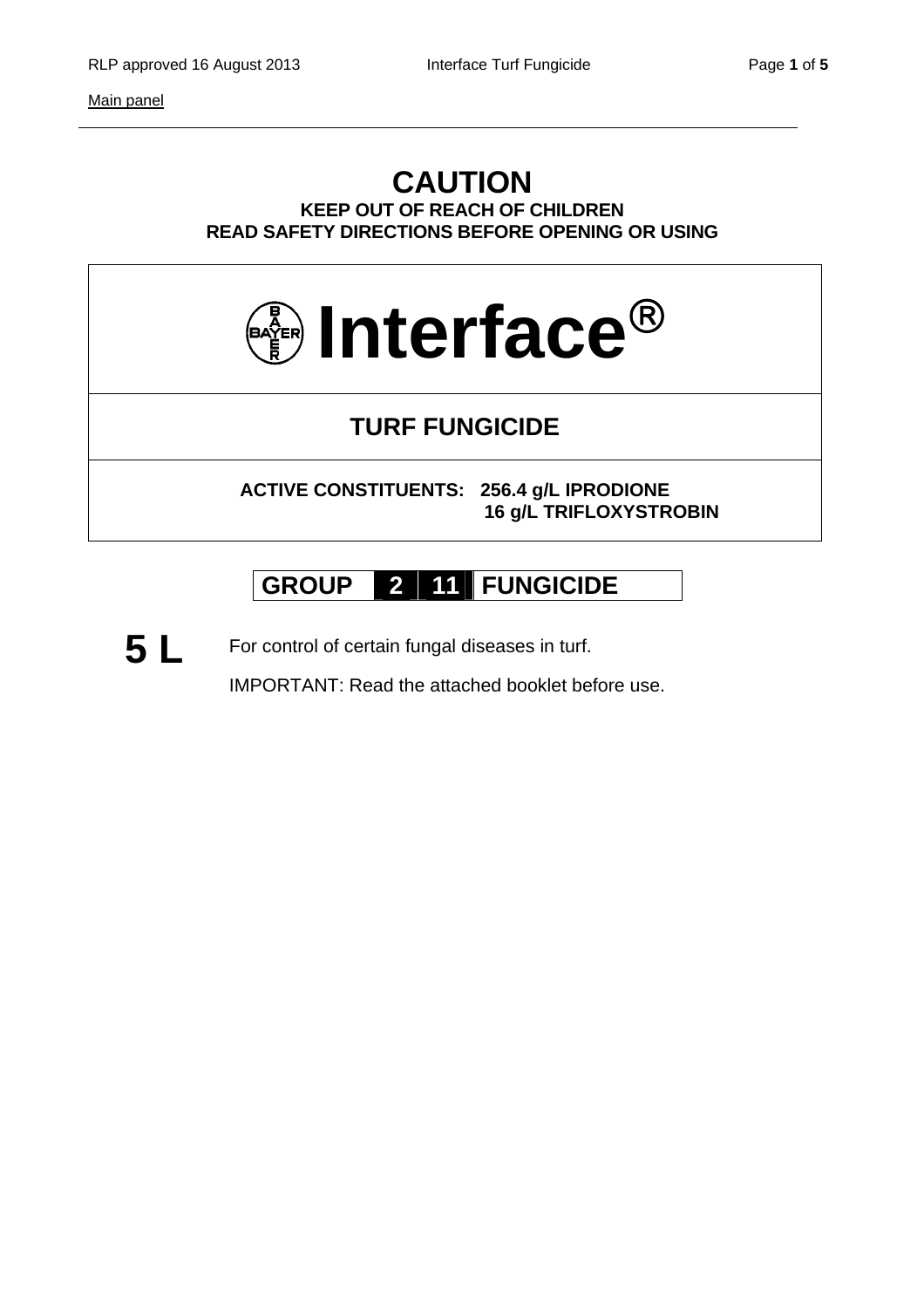Main panel

# CAUTION

**KEEP OUT OF REACH OF CHILDREN**
**READ SAFETY DIRECTIONS BEFORE OPENING OR USING**

# Interface®

## TURF FUNGICIDE

**ACTIVE CONSTITUENTS: 256.4 g/L IPRODIONE**
**16 g/L TRIFLOXYSTROBIN**

**GROUP 2 11 FUNGICIDE**

**5 L**

For control of certain fungal diseases in turf.

IMPORTANT: Read the attached booklet before use.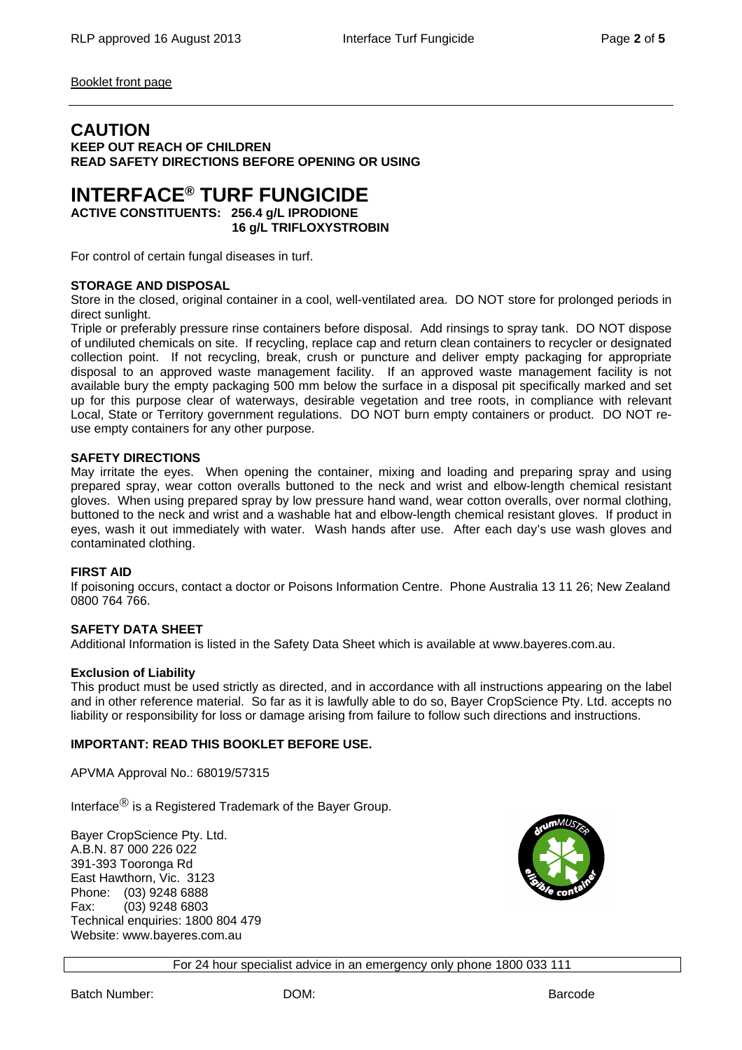Booklet front page

# CAUTION

**KEEP OUT REACH OF CHILDREN**
**READ SAFETY DIRECTIONS BEFORE OPENING OR USING**

# INTERFACE® TURF FUNGICIDE

**ACTIVE CONSTITUENTS: 256.4 g/L IPRODIONE**
**16 g/L TRIFLOXYSTROBIN**

For control of certain fungal diseases in turf.

**STORAGE AND DISPOSAL**

Store in the closed, original container in a cool, well-ventilated area. DO NOT store for prolonged periods in direct sunlight.

Triple or preferably pressure rinse containers before disposal. Add rinsings to spray tank. DO NOT dispose of undiluted chemicals on site. If recycling, replace cap and return clean containers to recycler or designated collection point. If not recycling, break, crush or puncture and deliver empty packaging for appropriate disposal to an approved waste management facility. If an approved waste management facility is not available bury the empty packaging 500 mm below the surface in a disposal pit specifically marked and set up for this purpose clear of waterways, desirable vegetation and tree roots, in compliance with relevant Local, State or Territory government regulations. DO NOT burn empty containers or product. DO NOT re-use empty containers for any other purpose.

**SAFETY DIRECTIONS**

May irritate the eyes. When opening the container, mixing and loading and preparing spray and using prepared spray, wear cotton overalls buttoned to the neck and wrist and elbow-length chemical resistant gloves. When using prepared spray by low pressure hand wand, wear cotton overalls, over normal clothing, buttoned to the neck and wrist and a washable hat and elbow-length chemical resistant gloves. If product in eyes, wash it out immediately with water. Wash hands after use. After each day's use wash gloves and contaminated clothing.

**FIRST AID**

If poisoning occurs, contact a doctor or Poisons Information Centre. Phone Australia 13 11 26; New Zealand 0800 764 766.

**SAFETY DATA SHEET**

Additional Information is listed in the Safety Data Sheet which is available at www.bayeres.com.au.

**Exclusion of Liability**

This product must be used strictly as directed, and in accordance with all instructions appearing on the label and in other reference material. So far as it is lawfully able to do so, Bayer CropScience Pty. Ltd. accepts no liability or responsibility for loss or damage arising from failure to follow such directions and instructions.

**IMPORTANT: READ THIS BOOKLET BEFORE USE.**

APVMA Approval No.: 68019/57315

Interface® is a Registered Trademark of the Bayer Group.

Bayer CropScience Pty. Ltd.
A.B.N. 87 000 226 022
391-393 Tooronga Rd
East Hawthorn, Vic. 3123
Phone: (03) 9248 6888
Fax: (03) 9248 6803
Technical enquiries: 1800 804 479
Website: www.bayeres.com.au

drumMUSTER eligible container

For 24 hour specialist advice in an emergency only phone 1800 033 111

Batch Number: DOM: Barcode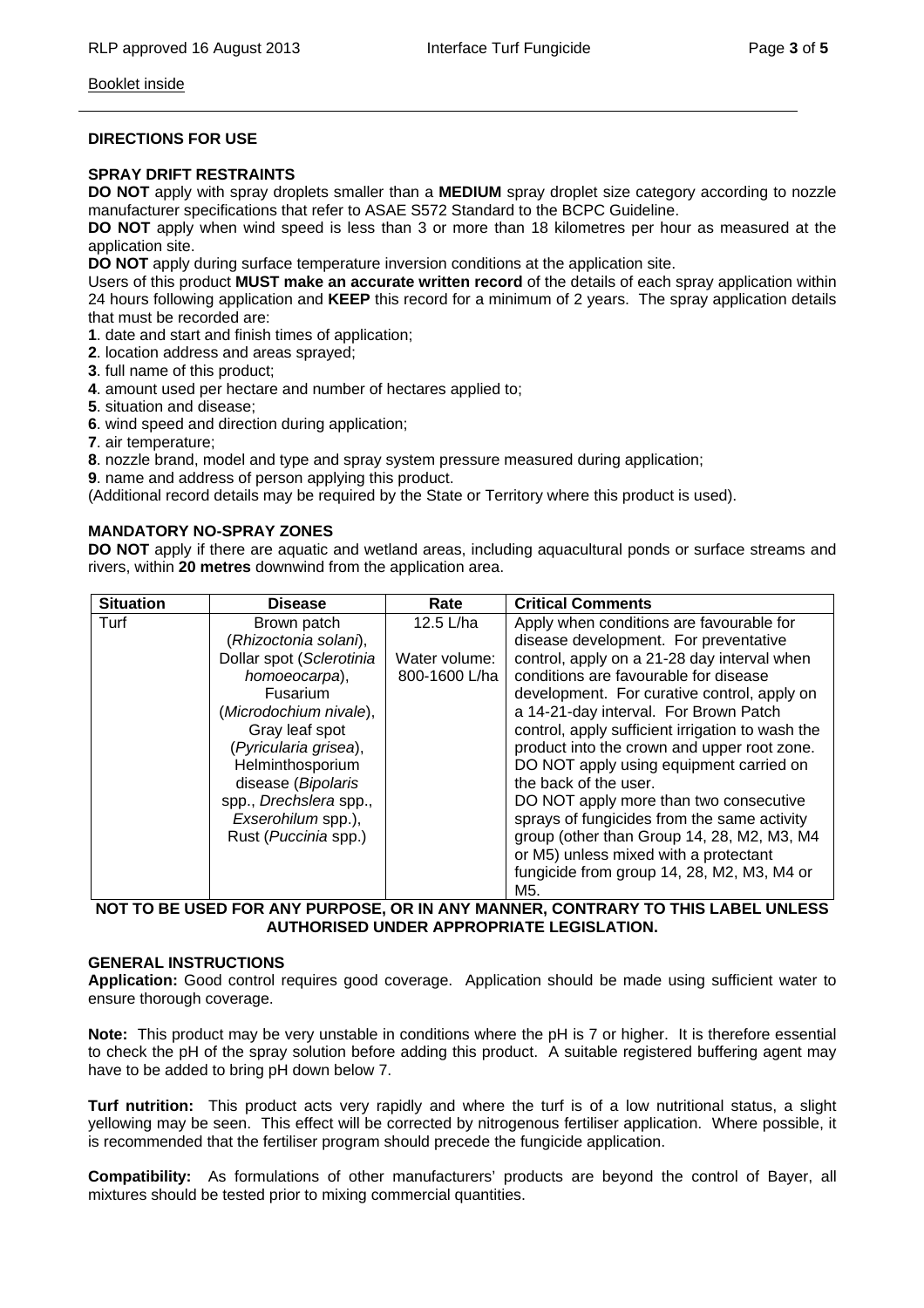Booklet inside

## DIRECTIONS FOR USE

### SPRAY DRIFT RESTRAINTS

**DO NOT** apply with spray droplets smaller than a **MEDIUM** spray droplet size category according to nozzle manufacturer specifications that refer to ASAE S572 Standard to the BCPC Guideline.

**DO NOT** apply when wind speed is less than 3 or more than 18 kilometres per hour as measured at the application site.

**DO NOT** apply during surface temperature inversion conditions at the application site.

Users of this product **MUST make an accurate written record** of the details of each spray application within 24 hours following application and **KEEP** this record for a minimum of 2 years. The spray application details that must be recorded are:

**1**. date and start and finish times of application;
**2**. location address and areas sprayed;
**3**. full name of this product;
**4**. amount used per hectare and number of hectares applied to;
**5**. situation and disease;
**6**. wind speed and direction during application;
**7**. air temperature;
**8**. nozzle brand, model and type and spray system pressure measured during application;
**9**. name and address of person applying this product.

(Additional record details may be required by the State or Territory where this product is used).

### MANDATORY NO-SPRAY ZONES

**DO NOT** apply if there are aquatic and wetland areas, including aquacultural ponds or surface streams and rivers, within **20 metres** downwind from the application area.

| Situation | Disease | Rate | Critical Comments |
|---|---|---|---|
| Turf | Brown patch (*Rhizoctonia solani*), Dollar spot (*Sclerotinia homoeocarpa*), Fusarium (*Microdochium nivale*), Gray leaf spot (*Pyricularia grisea*), Helminthosporium disease (*Bipolaris* spp., *Drechslera* spp., *Exserohilum* spp.), Rust (*Puccinia* spp.) | 12.5 L/ha<br><br>Water volume: 800-1600 L/ha | Apply when conditions are favourable for disease development. For preventative control, apply on a 21-28 day interval when conditions are favourable for disease development. For curative control, apply on a 14-21-day interval. For Brown Patch control, apply sufficient irrigation to wash the product into the crown and upper root zone. DO NOT apply using equipment carried on the back of the user.<br>DO NOT apply more than two consecutive sprays of fungicides from the same activity group (other than Group 14, 28, M2, M3, M4 or M5) unless mixed with a protectant fungicide from group 14, 28, M2, M3, M4 or M5. |

**NOT TO BE USED FOR ANY PURPOSE, OR IN ANY MANNER, CONTRARY TO THIS LABEL UNLESS AUTHORISED UNDER APPROPRIATE LEGISLATION.**

### GENERAL INSTRUCTIONS

**Application:** Good control requires good coverage. Application should be made using sufficient water to ensure thorough coverage.

**Note:** This product may be very unstable in conditions where the pH is 7 or higher. It is therefore essential to check the pH of the spray solution before adding this product. A suitable registered buffering agent may have to be added to bring pH down below 7.

**Turf nutrition:** This product acts very rapidly and where the turf is of a low nutritional status, a slight yellowing may be seen. This effect will be corrected by nitrogenous fertiliser application. Where possible, it is recommended that the fertiliser program should precede the fungicide application.

**Compatibility:** As formulations of other manufacturers' products are beyond the control of Bayer, all mixtures should be tested prior to mixing commercial quantities.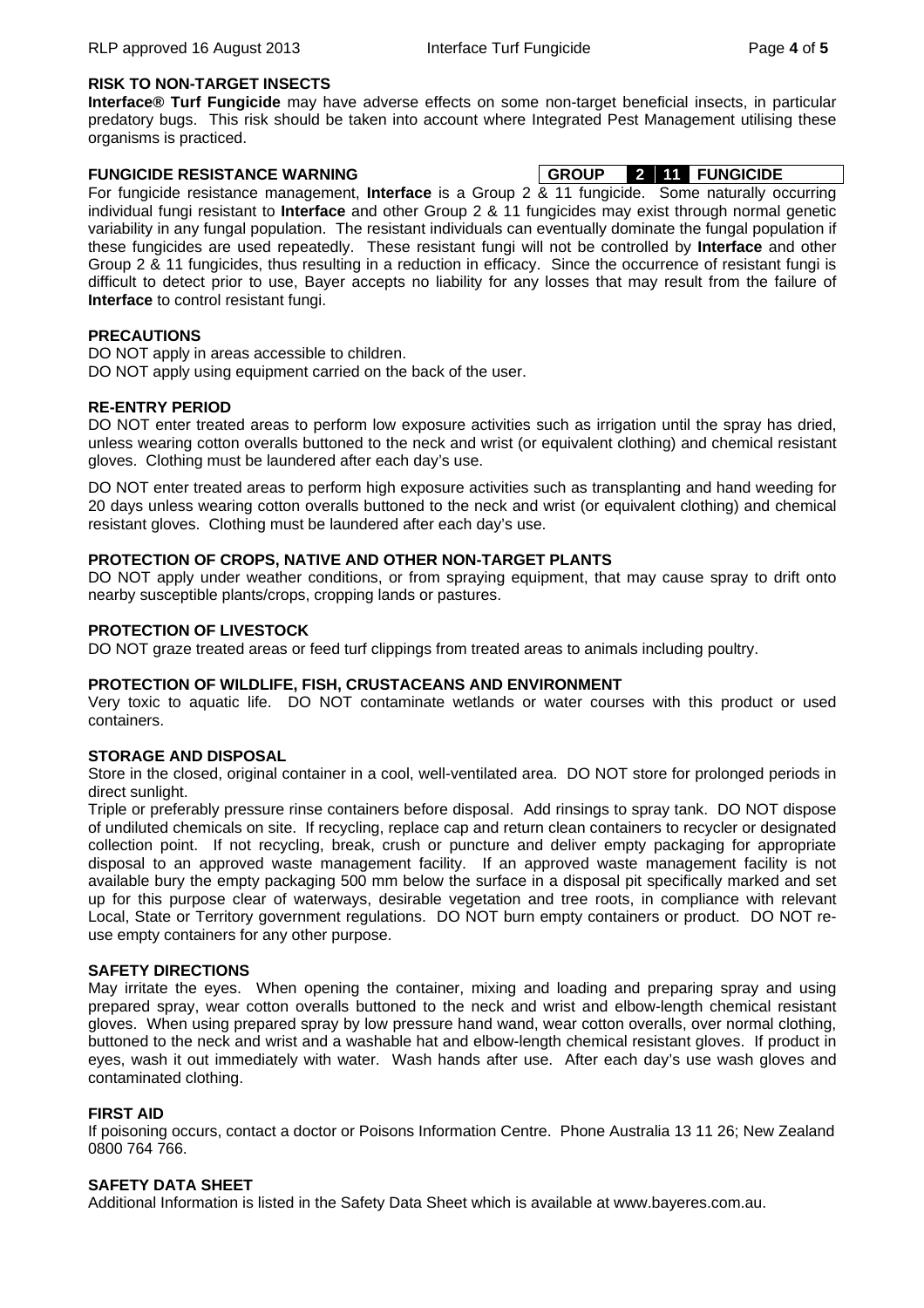## RISK TO NON-TARGET INSECTS

**Interface® Turf Fungicide** may have adverse effects on some non-target beneficial insects, in particular predatory bugs. This risk should be taken into account where Integrated Pest Management utilising these organisms is practiced.

## FUNGICIDE RESISTANCE WARNING

| GROUP | 2 | 11 | FUNGICIDE |
|---|---|---|---|

For fungicide resistance management, **Interface** is a Group 2 & 11 fungicide. Some naturally occurring individual fungi resistant to **Interface** and other Group 2 & 11 fungicides may exist through normal genetic variability in any fungal population. The resistant individuals can eventually dominate the fungal population if these fungicides are used repeatedly. These resistant fungi will not be controlled by **Interface** and other Group 2 & 11 fungicides, thus resulting in a reduction in efficacy. Since the occurrence of resistant fungi is difficult to detect prior to use, Bayer accepts no liability for any losses that may result from the failure of **Interface** to control resistant fungi.

## PRECAUTIONS

DO NOT apply in areas accessible to children.
DO NOT apply using equipment carried on the back of the user.

## RE-ENTRY PERIOD

DO NOT enter treated areas to perform low exposure activities such as irrigation until the spray has dried, unless wearing cotton overalls buttoned to the neck and wrist (or equivalent clothing) and chemical resistant gloves. Clothing must be laundered after each day's use.

DO NOT enter treated areas to perform high exposure activities such as transplanting and hand weeding for 20 days unless wearing cotton overalls buttoned to the neck and wrist (or equivalent clothing) and chemical resistant gloves. Clothing must be laundered after each day's use.

## PROTECTION OF CROPS, NATIVE AND OTHER NON-TARGET PLANTS

DO NOT apply under weather conditions, or from spraying equipment, that may cause spray to drift onto nearby susceptible plants/crops, cropping lands or pastures.

## PROTECTION OF LIVESTOCK

DO NOT graze treated areas or feed turf clippings from treated areas to animals including poultry.

## PROTECTION OF WILDLIFE, FISH, CRUSTACEANS AND ENVIRONMENT

Very toxic to aquatic life. DO NOT contaminate wetlands or water courses with this product or used containers.

## STORAGE AND DISPOSAL

Store in the closed, original container in a cool, well-ventilated area. DO NOT store for prolonged periods in direct sunlight.

Triple or preferably pressure rinse containers before disposal. Add rinsings to spray tank. DO NOT dispose of undiluted chemicals on site. If recycling, replace cap and return clean containers to recycler or designated collection point. If not recycling, break, crush or puncture and deliver empty packaging for appropriate disposal to an approved waste management facility. If an approved waste management facility is not available bury the empty packaging 500 mm below the surface in a disposal pit specifically marked and set up for this purpose clear of waterways, desirable vegetation and tree roots, in compliance with relevant Local, State or Territory government regulations. DO NOT burn empty containers or product. DO NOT re-use empty containers for any other purpose.

## SAFETY DIRECTIONS

May irritate the eyes. When opening the container, mixing and loading and preparing spray and using prepared spray, wear cotton overalls buttoned to the neck and wrist and elbow-length chemical resistant gloves. When using prepared spray by low pressure hand wand, wear cotton overalls, over normal clothing, buttoned to the neck and wrist and a washable hat and elbow-length chemical resistant gloves. If product in eyes, wash it out immediately with water. Wash hands after use. After each day's use wash gloves and contaminated clothing.

## FIRST AID

If poisoning occurs, contact a doctor or Poisons Information Centre. Phone Australia 13 11 26; New Zealand 0800 764 766.

## SAFETY DATA SHEET

Additional Information is listed in the Safety Data Sheet which is available at www.bayeres.com.au.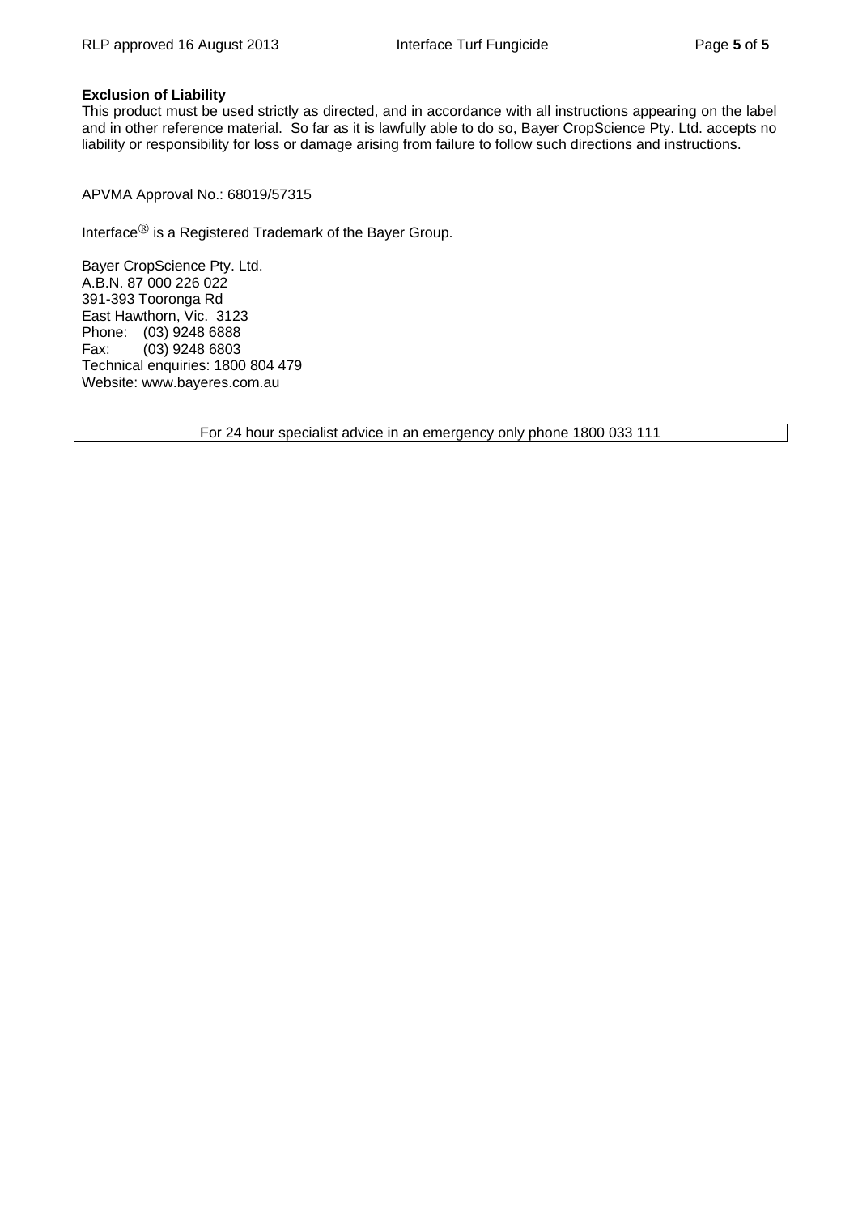**Exclusion of Liability**

This product must be used strictly as directed, and in accordance with all instructions appearing on the label and in other reference material. So far as it is lawfully able to do so, Bayer CropScience Pty. Ltd. accepts no liability or responsibility for loss or damage arising from failure to follow such directions and instructions.

APVMA Approval No.: 68019/57315

Interface® is a Registered Trademark of the Bayer Group.

Bayer CropScience Pty. Ltd.
A.B.N. 87 000 226 022
391-393 Tooronga Rd
East Hawthorn, Vic. 3123
Phone: (03) 9248 6888
Fax: (03) 9248 6803
Technical enquiries: 1800 804 479
Website: www.bayeres.com.au

For 24 hour specialist advice in an emergency only phone 1800 033 111